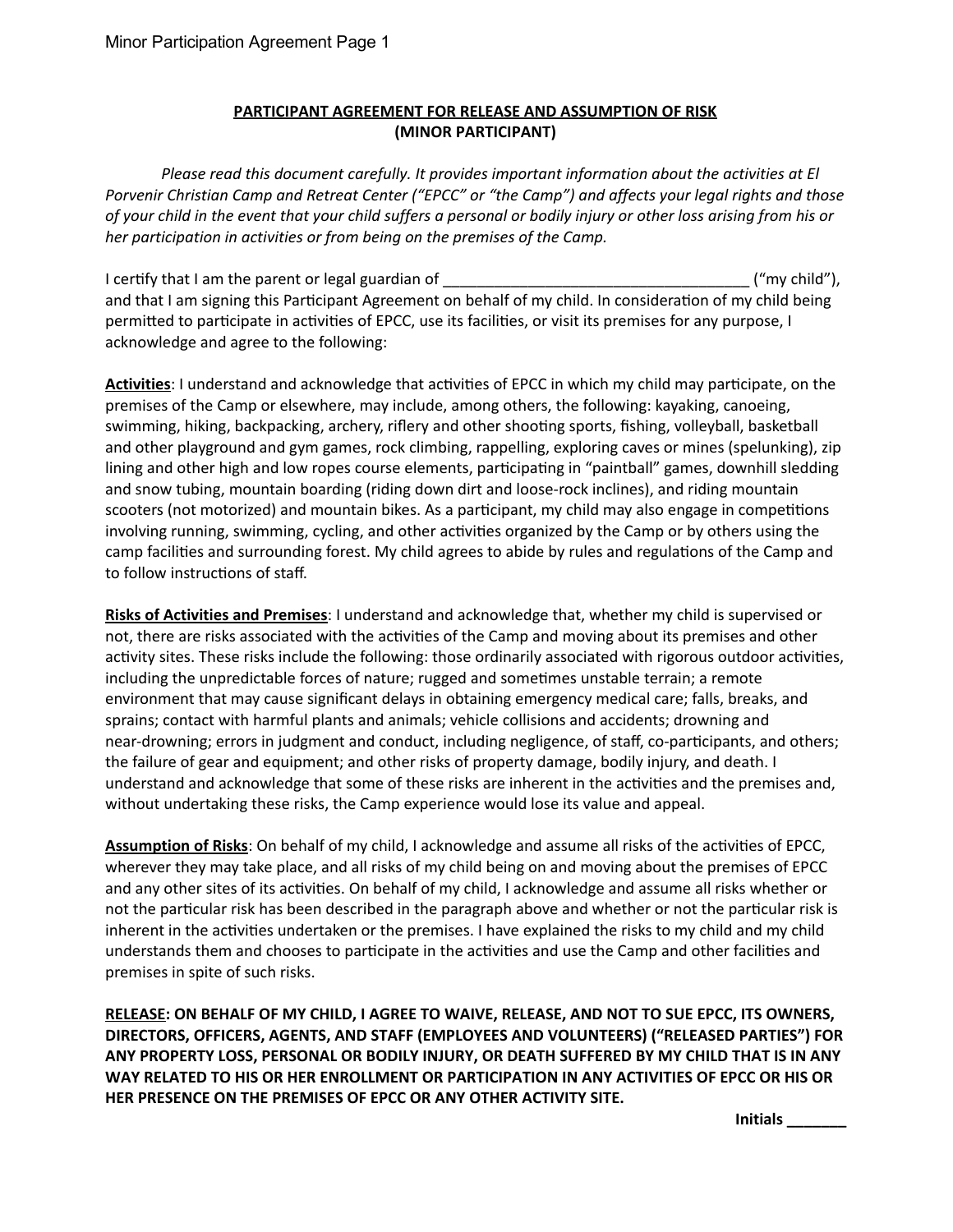**PARTICIPANT AGREEMENT FOR RELEASE AND ASSUMPTION OF RISK**
**(MINOR PARTICIPANT)**

*Please read this document carefully. It provides important information about the activities at El Porvenir Christian Camp and Retreat Center ("EPCC" or "the Camp") and affects your legal rights and those of your child in the event that your child suffers a personal or bodily injury or other loss arising from his or her participation in activities or from being on the premises of the Camp.*

I certify that I am the parent or legal guardian of ___________________________________ ("my child"), and that I am signing this Participant Agreement on behalf of my child. In consideration of my child being permitted to participate in activities of EPCC, use its facilities, or visit its premises for any purpose, I acknowledge and agree to the following:

**Activities**: I understand and acknowledge that activities of EPCC in which my child may participate, on the premises of the Camp or elsewhere, may include, among others, the following: kayaking, canoeing, swimming, hiking, backpacking, archery, riflery and other shooting sports, fishing, volleyball, basketball and other playground and gym games, rock climbing, rappelling, exploring caves or mines (spelunking), zip lining and other high and low ropes course elements, participating in "paintball" games, downhill sledding and snow tubing, mountain boarding (riding down dirt and loose-rock inclines), and riding mountain scooters (not motorized) and mountain bikes. As a participant, my child may also engage in competitions involving running, swimming, cycling, and other activities organized by the Camp or by others using the camp facilities and surrounding forest. My child agrees to abide by rules and regulations of the Camp and to follow instructions of staff.

**Risks of Activities and Premises**: I understand and acknowledge that, whether my child is supervised or not, there are risks associated with the activities of the Camp and moving about its premises and other activity sites. These risks include the following: those ordinarily associated with rigorous outdoor activities, including the unpredictable forces of nature; rugged and sometimes unstable terrain; a remote environment that may cause significant delays in obtaining emergency medical care; falls, breaks, and sprains; contact with harmful plants and animals; vehicle collisions and accidents; drowning and near-drowning; errors in judgment and conduct, including negligence, of staff, co-participants, and others; the failure of gear and equipment; and other risks of property damage, bodily injury, and death. I understand and acknowledge that some of these risks are inherent in the activities and the premises and, without undertaking these risks, the Camp experience would lose its value and appeal.

**Assumption of Risks**: On behalf of my child, I acknowledge and assume all risks of the activities of EPCC, wherever they may take place, and all risks of my child being on and moving about the premises of EPCC and any other sites of its activities. On behalf of my child, I acknowledge and assume all risks whether or not the particular risk has been described in the paragraph above and whether or not the particular risk is inherent in the activities undertaken or the premises. I have explained the risks to my child and my child understands them and chooses to participate in the activities and use the Camp and other facilities and premises in spite of such risks.

**RELEASE: ON BEHALF OF MY CHILD, I AGREE TO WAIVE, RELEASE, AND NOT TO SUE EPCC, ITS OWNERS, DIRECTORS, OFFICERS, AGENTS, AND STAFF (EMPLOYEES AND VOLUNTEERS) ("RELEASED PARTIES") FOR ANY PROPERTY LOSS, PERSONAL OR BODILY INJURY, OR DEATH SUFFERED BY MY CHILD THAT IS IN ANY WAY RELATED TO HIS OR HER ENROLLMENT OR PARTICIPATION IN ANY ACTIVITIES OF EPCC OR HIS OR HER PRESENCE ON THE PREMISES OF EPCC OR ANY OTHER ACTIVITY SITE.**

**Initials _______**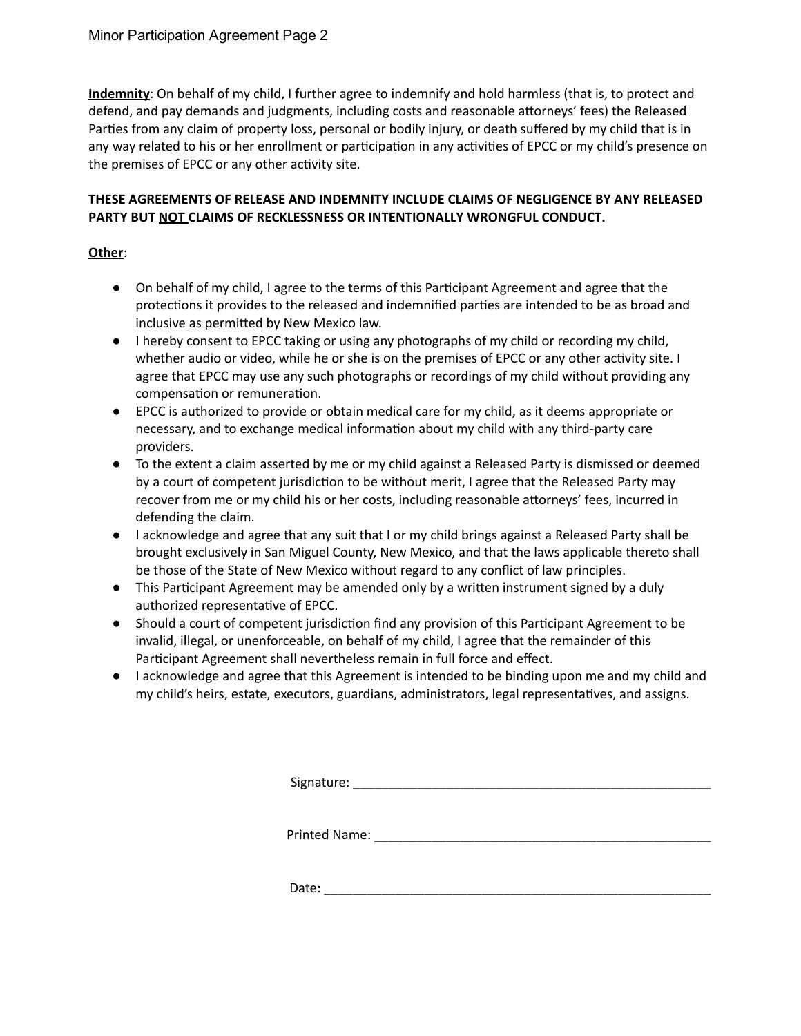**<u>Indemnity</u>**: On behalf of my child, I further agree to indemnify and hold harmless (that is, to protect and defend, and pay demands and judgments, including costs and reasonable attorneys' fees) the Released Parties from any claim of property loss, personal or bodily injury, or death suffered by my child that is in any way related to his or her enrollment or participation in any activities of EPCC or my child's presence on the premises of EPCC or any other activity site.

**THESE AGREEMENTS OF RELEASE AND INDEMNITY INCLUDE CLAIMS OF NEGLIGENCE BY ANY RELEASED PARTY BUT <u>NOT</u> CLAIMS OF RECKLESSNESS OR INTENTIONALLY WRONGFUL CONDUCT.**

**<u>Other</u>**:

- On behalf of my child, I agree to the terms of this Participant Agreement and agree that the protections it provides to the released and indemnified parties are intended to be as broad and inclusive as permitted by New Mexico law.
- I hereby consent to EPCC taking or using any photographs of my child or recording my child, whether audio or video, while he or she is on the premises of EPCC or any other activity site. I agree that EPCC may use any such photographs or recordings of my child without providing any compensation or remuneration.
- EPCC is authorized to provide or obtain medical care for my child, as it deems appropriate or necessary, and to exchange medical information about my child with any third-party care providers.
- To the extent a claim asserted by me or my child against a Released Party is dismissed or deemed by a court of competent jurisdiction to be without merit, I agree that the Released Party may recover from me or my child his or her costs, including reasonable attorneys' fees, incurred in defending the claim.
- I acknowledge and agree that any suit that I or my child brings against a Released Party shall be brought exclusively in San Miguel County, New Mexico, and that the laws applicable thereto shall be those of the State of New Mexico without regard to any conflict of law principles.
- This Participant Agreement may be amended only by a written instrument signed by a duly authorized representative of EPCC.
- Should a court of competent jurisdiction find any provision of this Participant Agreement to be invalid, illegal, or unenforceable, on behalf of my child, I agree that the remainder of this Participant Agreement shall nevertheless remain in full force and effect.
- I acknowledge and agree that this Agreement is intended to be binding upon me and my child and my child's heirs, estate, executors, guardians, administrators, legal representatives, and assigns.

Signature: ____________________________________________________

Printed Name: _________________________________________________

Date: _________________________________________________________